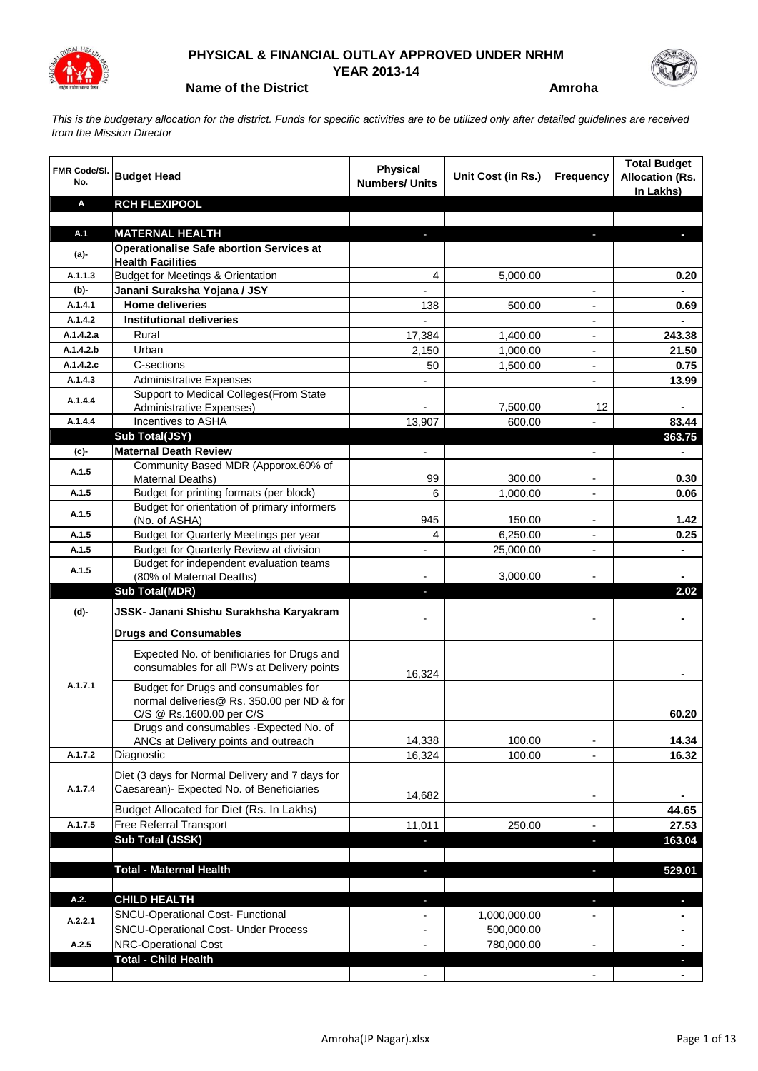# PHYSICAL & FINANCIAL OUTLAY APPROVED UNDER NRHM

## YEAR 2013-14

**Name of the District** **Amroha**

*This is the budgetary allocation for the district. Funds for specific activities are to be utilized only after detailed guidelines are received from the Mission Director*

| FMR Code/Sl. No. | Budget Head | Physical Numbers/ Units | Unit Cost (in Rs.) | Frequency | Total Budget Allocation (Rs. In Lakhs) |
|---|---|---|---|---|---|
| **A** | **RCH FLEXIPOOL** | | | | |
| | | | | | |
| **A.1** | **MATERNAL HEALTH** | - | | - | - |
| **(a)-** | **Operationalise Safe abortion Services at Health Facilities** | | | | |
| A.1.1.3 | Budget for Meetings & Orientation | 4 | 5,000.00 | | **0.20** |
| **(b)-** | **Janani Suraksha Yojana / JSY** | - | | - | - |
| A.1.4.1 | **Home deliveries** | 138 | 500.00 | - | **0.69** |
| A.1.4.2 | **Institutional deliveries** | - | | - | - |
| A.1.4.2.a | Rural | 17,384 | 1,400.00 | - | **243.38** |
| A.1.4.2.b | Urban | 2,150 | 1,000.00 | - | **21.50** |
| A.1.4.2.c | C-sections | 50 | 1,500.00 | - | **0.75** |
| A.1.4.3 | Administrative Expenses | - | | - | **13.99** |
| A.1.4.4 | Support to Medical Colleges(From State Administrative Expenses) | - | 7,500.00 | 12 | - |
| A.1.4.4 | Incentives to ASHA | 13,907 | 600.00 | - | **83.44** |
| | **Sub Total(JSY)** | | | | **363.75** |
| **(c)-** | **Maternal Death Review** | - | | - | - |
| A.1.5 | Community Based MDR (Apporox.60% of Maternal Deaths) | 99 | 300.00 | - | **0.30** |
| A.1.5 | Budget for printing formats (per block) | 6 | 1,000.00 | - | **0.06** |
| A.1.5 | Budget for orientation of primary informers (No. of ASHA) | 945 | 150.00 | - | **1.42** |
| A.1.5 | Budget for Quarterly Meetings per year | 4 | 6,250.00 | - | **0.25** |
| A.1.5 | Budget for Quarterly Review at division | - | 25,000.00 | - | - |
| A.1.5 | Budget for independent evaluation teams (80% of Maternal Deaths) | - | 3,000.00 | - | - |
| | **Sub Total(MDR)** | - | | | **2.02** |
| **(d)-** | **JSSK- Janani Shishu Surakhsha Karyakram** | - | | - | - |
| | **Drugs and Consumables** | | | | |
| A.1.7.1 | Expected No. of benificiaries for Drugs and consumables for all PWs at Delivery points | 16,324 | | | - |
| | Budget for Drugs and consumables for normal deliveries@ Rs. 350.00 per ND & for C/S @ Rs.1600.00 per C/S | | | | **60.20** |
| | Drugs and consumables -Expected No. of ANCs at Delivery points and outreach | 14,338 | 100.00 | - | **14.34** |
| A.1.7.2 | Diagnostic | 16,324 | 100.00 | - | **16.32** |
| A.1.7.4 | Diet (3 days for Normal Delivery and 7 days for Caesarean)- Expected No. of Beneficiaries | 14,682 | | - | - |
| | Budget Allocated for Diet (Rs. In Lakhs) | | | | **44.65** |
| A.1.7.5 | Free Referral Transport | 11,011 | 250.00 | - | **27.53** |
| | **Sub Total (JSSK)** | - | | - | **163.04** |
| | | | | | |
| | **Total - Maternal Health** | - | | - | **529.01** |
| | | | | | |
| **A.2.** | **CHILD HEALTH** | - | | - | - |
| A.2.2.1 | SNCU-Operational Cost- Functional | - | 1,000,000.00 | - | - |
| | SNCU-Operational Cost- Under Process | - | 500,000.00 | | - |
| A.2.5 | NRC-Operational Cost | - | 780,000.00 | - | - |
| | **Total - Child Health** | | | | - |
| | | - | | - | - |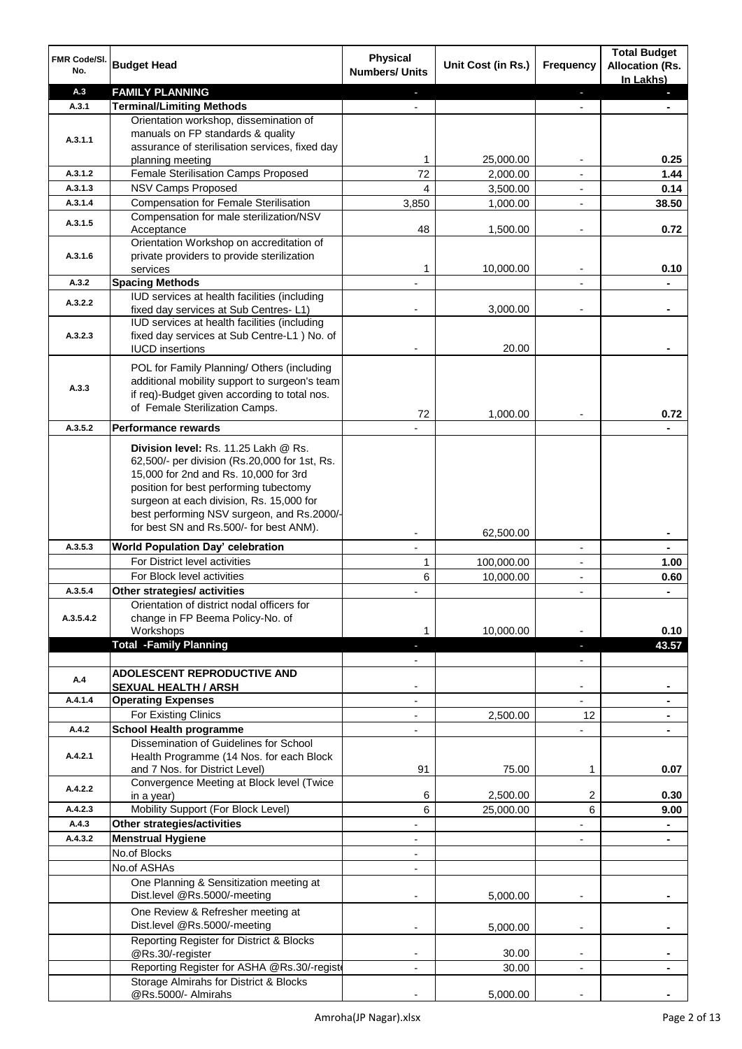| FMR Code/Sl. No. | Budget Head | Physical Numbers/ Units | Unit Cost (in Rs.) | Frequency | Total Budget Allocation (Rs. In Lakhs) |
|---|---|---|---|---|---|
| A.3 | **FAMILY PLANNING** | - | | - | - |
| A.3.1 | **Terminal/Limiting Methods** | - | | - | - |
| A.3.1.1 | Orientation workshop, dissemination of manuals on FP standards & quality assurance of sterilisation services, fixed day planning meeting | 1 | 25,000.00 | - | **0.25** |
| A.3.1.2 | Female Sterilisation Camps Proposed | 72 | 2,000.00 | - | **1.44** |
| A.3.1.3 | NSV Camps Proposed | 4 | 3,500.00 | - | **0.14** |
| A.3.1.4 | Compensation for Female Sterilisation | 3,850 | 1,000.00 | - | **38.50** |
| A.3.1.5 | Compensation for male sterilization/NSV Acceptance | 48 | 1,500.00 | - | **0.72** |
| A.3.1.6 | Orientation Workshop on accreditation of private providers to provide sterilization services | 1 | 10,000.00 | - | **0.10** |
| A.3.2 | **Spacing Methods** | - | | - | - |
| A.3.2.2 | IUD services at health facilities (including fixed day services at Sub Centres- L1) | - | 3,000.00 | - | - |
| A.3.2.3 | IUD services at health facilities (including fixed day services at Sub Centre-L1 ) No. of IUCD insertions | - | 20.00 | | - |
| A.3.3 | POL for Family Planning/ Others (including additional mobility support to surgeon's team if req)-Budget given according to total nos. of Female Sterilization Camps. | 72 | 1,000.00 | - | **0.72** |
| A.3.5.2 | **Performance rewards** | - | | | - |
| | **Division level:** Rs. 11.25 Lakh @ Rs. 62,500/- per division (Rs.20,000 for 1st, Rs. 15,000 for 2nd and Rs. 10,000 for 3rd position for best performing tubectomy surgeon at each division, Rs. 15,000 for best performing NSV surgeon, and Rs.2000/- for best SN and Rs.500/- for best ANM). | - | 62,500.00 | | - |
| A.3.5.3 | **World Population Day' celebration** | - | | - | - |
| | For District level activities | 1 | 100,000.00 | - | **1.00** |
| | For Block level activities | 6 | 10,000.00 | - | **0.60** |
| A.3.5.4 | **Other strategies/ activities** | - | | - | - |
| A.3.5.4.2 | Orientation of district nodal officers for change in FP Beema Policy-No. of Workshops | 1 | 10,000.00 | - | **0.10** |
| | **Total -Family Planning** | - | | - | **43.57** |
| | | - | | - | |
| A.4 | **ADOLESCENT REPRODUCTIVE AND SEXUAL HEALTH / ARSH** | - | | - | - |
| A.4.1.4 | **Operating Expenses** | - | | - | - |
| | For Existing Clinics | - | 2,500.00 | 12 | - |
| A.4.2 | **School Health programme** | - | | - | - |
| A.4.2.1 | Dissemination of Guidelines for School Health Programme (14 Nos. for each Block and 7 Nos. for District Level) | 91 | 75.00 | 1 | **0.07** |
| A.4.2.2 | Convergence Meeting at Block level (Twice in a year) | 6 | 2,500.00 | 2 | **0.30** |
| A.4.2.3 | Mobility Support (For Block Level) | 6 | 25,000.00 | 6 | **9.00** |
| A.4.3 | **Other strategies/activities** | - | | - | - |
| A.4.3.2 | **Menstrual Hygiene** | - | | - | - |
| | No.of Blocks | - | | | |
| | No.of ASHAs | - | | | |
| | One Planning & Sensitization meeting at Dist.level @Rs.5000/-meeting | - | 5,000.00 | - | - |
| | One Review & Refresher meeting at Dist.level @Rs.5000/-meeting | - | 5,000.00 | - | - |
| | Reporting Register for District & Blocks @Rs.30/-register | - | 30.00 | - | - |
| | Reporting Register for ASHA @Rs.30/-register | - | 30.00 | - | - |
| | Storage Almirahs for District & Blocks @Rs.5000/- Almirahs | - | 5,000.00 | - | - |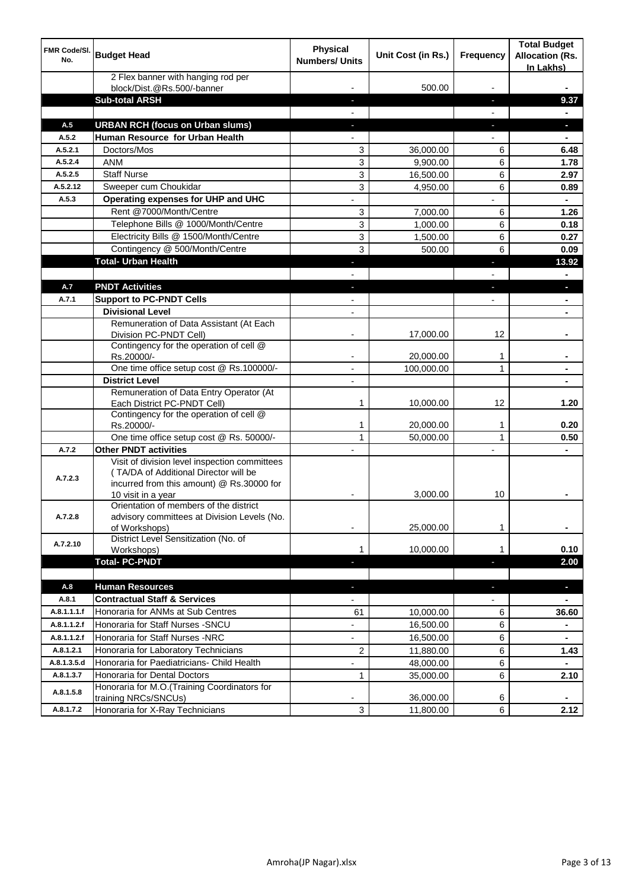| FMR Code/Sl. No. | Budget Head | Physical Numbers/ Units | Unit Cost (in Rs.) | Frequency | Total Budget Allocation (Rs. In Lakhs) |
|---|---|---|---|---|---|
| | 2 Flex banner with hanging rod per block/Dist.@Rs.500/-banner | - | 500.00 | - | - |
| | **Sub-total ARSH** | - | | - | **9.37** |
| | | - | | - | - |
| A.5 | **URBAN RCH (focus on Urban slums)** | - | | - | - |
| A.5.2 | **Human Resource for Urban Health** | - | | - | - |
| A.5.2.1 | Doctors/Mos | 3 | 36,000.00 | 6 | **6.48** |
| A.5.2.4 | ANM | 3 | 9,900.00 | 6 | **1.78** |
| A.5.2.5 | Staff Nurse | 3 | 16,500.00 | 6 | **2.97** |
| A.5.2.12 | Sweeper cum Choukidar | 3 | 4,950.00 | 6 | **0.89** |
| A.5.3 | **Operating expenses for UHP and UHC** | - | | - | - |
| | Rent @7000/Month/Centre | 3 | 7,000.00 | 6 | **1.26** |
| | Telephone Bills @ 1000/Month/Centre | 3 | 1,000.00 | 6 | **0.18** |
| | Electricity Bills @ 1500/Month/Centre | 3 | 1,500.00 | 6 | **0.27** |
| | Contingency @ 500/Month/Centre | 3 | 500.00 | 6 | **0.09** |
| | **Total- Urban Health** | - | | - | **13.92** |
| | | - | | - | - |
| A.7 | **PNDT Activities** | - | | - | - |
| A.7.1 | **Support to PC-PNDT Cells** | - | | - | - |
| | **Divisional Level** | - | | | - |
| | Remuneration of Data Assistant (At Each Division PC-PNDT Cell) | - | 17,000.00 | 12 | - |
| | Contingency for the operation of cell @ Rs.20000/- | - | 20,000.00 | 1 | - |
| | One time office setup cost @ Rs.100000/- | - | 100,000.00 | 1 | - |
| | **District Level** | - | | | - |
| | Remuneration of Data Entry Operator (At Each District PC-PNDT Cell) | 1 | 10,000.00 | 12 | **1.20** |
| | Contingency for the operation of cell @ Rs.20000/- | 1 | 20,000.00 | 1 | **0.20** |
| | One time office setup cost @ Rs. 50000/- | 1 | 50,000.00 | 1 | **0.50** |
| A.7.2 | **Other PNDT activities** | - | | - | - |
| A.7.2.3 | Visit of division level inspection committees (TA/DA of Additional Director will be incurred from this amount) @ Rs.30000 for 10 visit in a year | - | 3,000.00 | 10 | - |
| A.7.2.8 | Orientation of members of the district advisory committees at Division Levels (No. of Workshops) | - | 25,000.00 | 1 | - |
| A.7.2.10 | District Level Sensitization (No. of Workshops) | 1 | 10,000.00 | 1 | **0.10** |
| | **Total- PC-PNDT** | - | | - | **2.00** |
| | | | | | |
| A.8 | **Human Resources** | - | | - | - |
| A.8.1 | **Contractual Staff & Services** | - | | - | - |
| A.8.1.1.1.f | Honoraria for ANMs at Sub Centres | 61 | 10,000.00 | 6 | **36.60** |
| A.8.1.1.2.f | Honoraria for Staff Nurses -SNCU | - | 16,500.00 | 6 | - |
| A.8.1.1.2.f | Honoraria for Staff Nurses -NRC | - | 16,500.00 | 6 | - |
| A.8.1.2.1 | Honoraria for Laboratory Technicians | 2 | 11,880.00 | 6 | **1.43** |
| A.8.1.3.5.d | Honoraria for Paediatricians- Child Health | - | 48,000.00 | 6 | - |
| A.8.1.3.7 | Honoraria for Dental Doctors | 1 | 35,000.00 | 6 | **2.10** |
| A.8.1.5.8 | Honoraria for M.O.(Training Coordinators for training NRCs/SNCUs) | - | 36,000.00 | 6 | - |
| A.8.1.7.2 | Honoraria for X-Ray Technicians | 3 | 11,800.00 | 6 | **2.12** |

Amroha(JP Nagar).xlsx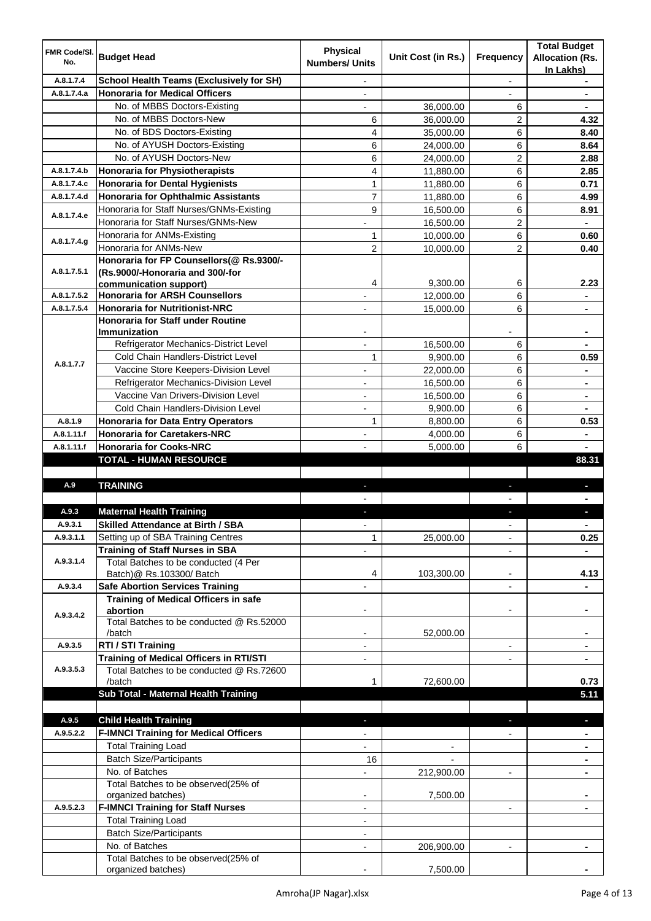| FMR Code/Sl. No. | Budget Head | Physical Numbers/ Units | Unit Cost (in Rs.) | Frequency | Total Budget Allocation (Rs. In Lakhs) |
|---|---|---|---|---|---|
| A.8.1.7.4 | **School Health Teams (Exclusively for SH)** | - | | - | - |
| A.8.1.7.4.a | **Honoraria for Medical Officers** | - | | - | - |
| | No. of MBBS Doctors-Existing | - | 36,000.00 | 6 | - |
| | No. of MBBS Doctors-New | 6 | 36,000.00 | 2 | 4.32 |
| | No. of BDS Doctors-Existing | 4 | 35,000.00 | 6 | 8.40 |
| | No. of AYUSH Doctors-Existing | 6 | 24,000.00 | 6 | 8.64 |
| | No. of AYUSH Doctors-New | 6 | 24,000.00 | 2 | 2.88 |
| A.8.1.7.4.b | **Honoraria for Physiotherapists** | 4 | 11,880.00 | 6 | 2.85 |
| A.8.1.7.4.c | **Honoraria for Dental Hygienists** | 1 | 11,880.00 | 6 | 0.71 |
| A.8.1.7.4.d | **Honoraria for Ophthalmic Assistants** | 7 | 11,880.00 | 6 | 4.99 |
| A.8.1.7.4.e | Honoraria for Staff Nurses/GNMs-Existing | 9 | 16,500.00 | 6 | 8.91 |
| | Honoraria for Staff Nurses/GNMs-New | - | 16,500.00 | 2 | - |
| A.8.1.7.4.g | Honoraria for ANMs-Existing | 1 | 10,000.00 | 6 | 0.60 |
| | Honoraria for ANMs-New | 2 | 10,000.00 | 2 | 0.40 |
| A.8.1.7.5.1 | **Honoraria for FP Counsellors(@ Rs.9300/- (Rs.9000/-Honoraria and 300/-for communication support)** | 4 | 9,300.00 | 6 | 2.23 |
| A.8.1.7.5.2 | **Honoraria for ARSH Counsellors** | - | 12,000.00 | 6 | - |
| A.8.1.7.5.4 | **Honoraria for Nutritionist-NRC** | - | 15,000.00 | 6 | - |
| A.8.1.7.7 | **Honoraria for Staff under Routine Immunization** | - | | - | - |
| | Refrigerator Mechanics-District Level | - | 16,500.00 | 6 | - |
| | Cold Chain Handlers-District Level | 1 | 9,900.00 | 6 | 0.59 |
| | Vaccine Store Keepers-Division Level | - | 22,000.00 | 6 | - |
| | Refrigerator Mechanics-Division Level | - | 16,500.00 | 6 | - |
| | Vaccine Van Drivers-Division Level | - | 16,500.00 | 6 | - |
| | Cold Chain Handlers-Division Level | - | 9,900.00 | 6 | - |
| A.8.1.9 | **Honoraria for Data Entry Operators** | 1 | 8,800.00 | 6 | 0.53 |
| A.8.1.11.f | **Honoraria for Caretakers-NRC** | - | 4,000.00 | 6 | - |
| A.8.1.11.f | **Honoraria for Cooks-NRC** | - | 5,000.00 | 6 | - |
| | **TOTAL - HUMAN RESOURCE** | | | | **88.31** |
| | | | | | |
| A.9 | **TRAINING** | - | | - | - |
| | | - | | - | - |
| A.9.3 | **Maternal Health Training** | - | | - | - |
| A.9.3.1 | **Skilled Attendance at Birth / SBA** | - | | - | - |
| A.9.3.1.1 | Setting up of SBA Training Centres | 1 | 25,000.00 | - | 0.25 |
| A.9.3.1.4 | **Training of Staff Nurses in SBA** | - | | - | - |
| | Total Batches to be conducted (4 Per Batch)@ Rs.103300/ Batch | 4 | 103,300.00 | - | 4.13 |
| A.9.3.4 | **Safe Abortion Services Training** | - | | - | - |
| A.9.3.4.2 | **Training of Medical Officers in safe abortion** | - | | - | - |
| | Total Batches to be conducted @ Rs.52000 /batch | - | 52,000.00 | | - |
| A.9.3.5 | **RTI / STI Training** | - | | - | - |
| A.9.3.5.3 | **Training of Medical Officers in RTI/STI** | - | | - | - |
| | Total Batches to be conducted @ Rs.72600 /batch | 1 | 72,600.00 | | 0.73 |
| | **Sub Total - Maternal Health Training** | | | | **5.11** |
| | | | | | |
| A.9.5 | **Child Health Training** | - | | - | - |
| A.9.5.2.2 | **F-IMNCI Training for Medical Officers** | - | | - | - |
| | Total Training Load | - | - | | - |
| | Batch Size/Participants | 16 | - | | - |
| | No. of Batches | - | 212,900.00 | - | - |
| | Total Batches to be observed(25% of organized batches) | - | 7,500.00 | | - |
| A.9.5.2.3 | **F-IMNCI Training for Staff Nurses** | - | | - | - |
| | Total Training Load | - | | | |
| | Batch Size/Participants | - | | | |
| | No. of Batches | - | 206,900.00 | - | - |
| | Total Batches to be observed(25% of organized batches) | - | 7,500.00 | | - |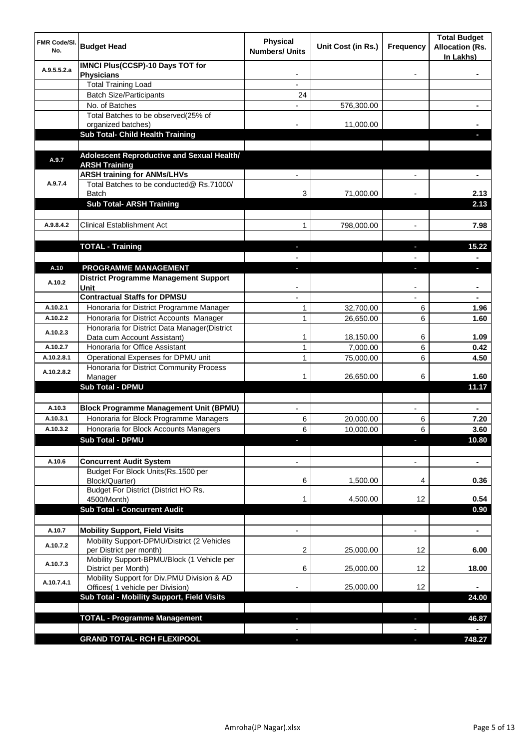| FMR Code/Sl. No. | Budget Head | Physical Numbers/ Units | Unit Cost (in Rs.) | Frequency | Total Budget Allocation (Rs. In Lakhs) |
|---|---|---|---|---|---|
| A.9.5.5.2.a | **IMNCI Plus(CCSP)-10 Days TOT for Physicians** | - | | - | - |
| | Total Training Load | - | | | |
| | Batch Size/Participants | 24 | | | |
| | No. of Batches | - | 576,300.00 | | - |
| | Total Batches to be observed(25% of organized batches) | - | 11,000.00 | | - |
| | **Sub Total- Child Health Training** | | | | - |
| | | | | | |
| A.9.7 | **Adolescent Reproductive and Sexual Health/ ARSH Training** | | | | |
| A.9.7.4 | **ARSH training for ANMs/LHVs** | - | | - | - |
| | Total Batches to be conducted@ Rs.71000/ Batch | 3 | 71,000.00 | - | 2.13 |
| | **Sub Total- ARSH Training** | | | | 2.13 |
| | | | | | |
| A.9.8.4.2 | Clinical Establishment Act | 1 | 798,000.00 | - | 7.98 |
| | | | | | |
| | **TOTAL - Training** | - | | - | 15.22 |
| | | - | | - | - |
| A.10 | **PROGRAMME MANAGEMENT** | - | | - | - |
| A.10.2 | **District Programme Management Support Unit** | - | | - | - |
| | **Contractual Staffs for DPMSU** | - | | - | - |
| A.10.2.1 | Honoraria for District Programme Manager | 1 | 32,700.00 | 6 | 1.96 |
| A.10.2.2 | Honoraria for District Accounts Manager | 1 | 26,650.00 | 6 | 1.60 |
| A.10.2.3 | Honoraria for District Data Manager(District Data cum Account Assistant) | 1 | 18,150.00 | 6 | 1.09 |
| A.10.2.7 | Honoraria for Office Assistant | 1 | 7,000.00 | 6 | 0.42 |
| A.10.2.8.1 | Operational Expenses for DPMU unit | 1 | 75,000.00 | 6 | 4.50 |
| A.10.2.8.2 | Honoraria for District Community Process Manager | 1 | 26,650.00 | 6 | 1.60 |
| | **Sub Total - DPMU** | | | | 11.17 |
| | | | | | |
| A.10.3 | **Block Programme Management Unit (BPMU)** | - | | - | - |
| A.10.3.1 | Honoraria for Block Programme Managers | 6 | 20,000.00 | 6 | 7.20 |
| A.10.3.2 | Honoraria for Block Accounts Managers | 6 | 10,000.00 | 6 | 3.60 |
| | **Sub Total - DPMU** | - | | - | 10.80 |
| | | | | | |
| A.10.6 | **Concurrent Audit System** | - | | - | - |
| | Budget For Block Units(Rs.1500 per Block/Quarter) | 6 | 1,500.00 | 4 | 0.36 |
| | Budget For District (District HO Rs. 4500/Month) | 1 | 4,500.00 | 12 | 0.54 |
| | **Sub Total - Concurrent Audit** | | | | 0.90 |
| | | | | | |
| A.10.7 | **Mobility Support, Field Visits** | - | | - | - |
| A.10.7.2 | Mobility Support-DPMU/District (2 Vehicles per District per month) | 2 | 25,000.00 | 12 | 6.00 |
| A.10.7.3 | Mobility Support-BPMU/Block (1 Vehicle per District per Month) | 6 | 25,000.00 | 12 | 18.00 |
| A.10.7.4.1 | Mobility Support for Div.PMU Division & AD Offices( 1 vehicle per Division) | - | 25,000.00 | 12 | - |
| | **Sub Total - Mobility Support, Field Visits** | | | | 24.00 |
| | | | | | |
| | **TOTAL - Programme Management** | - | | - | 46.87 |
| | | - | | - | - |
| | **GRAND TOTAL- RCH FLEXIPOOL** | - | | - | 748.27 |

Amroha(JP Nagar).xlsx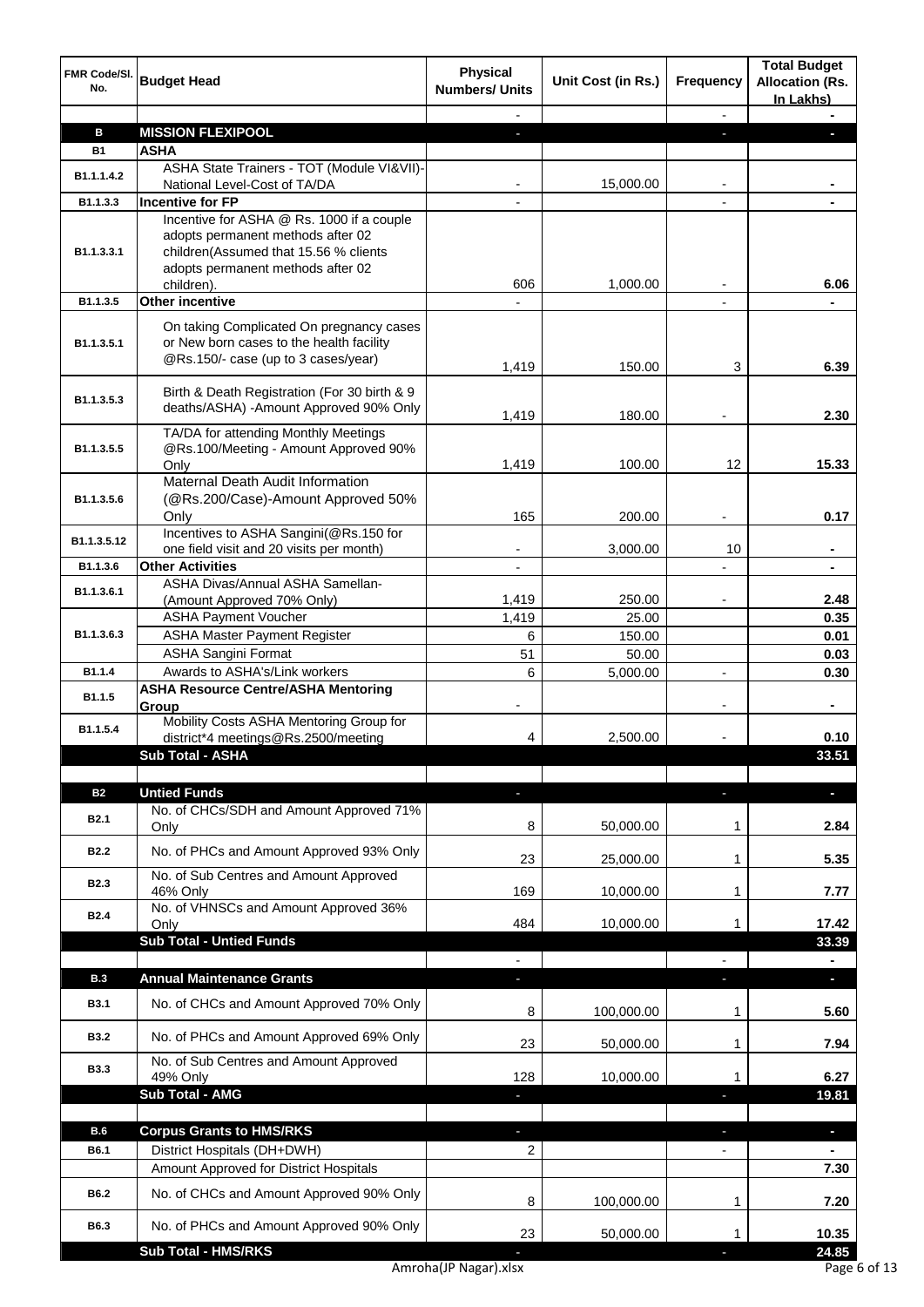| FMR Code/Sl. No. | Budget Head | Physical Numbers/ Units | Unit Cost (in Rs.) | Frequency | Total Budget Allocation (Rs. In Lakhs) |
|---|---|---|---|---|---|
| | | - | | - | - |
| **B** | **MISSION FLEXIPOOL** | - | | - | - |
| **B1** | **ASHA** | | | | |
| B1.1.1.4.2 | ASHA State Trainers - TOT (Module VI&VII)-National Level-Cost of TA/DA | - | 15,000.00 | - | - |
| B1.1.3.3 | **Incentive for FP** | - | | - | - |
| B1.1.3.3.1 | Incentive for ASHA @ Rs. 1000 if a couple adopts permanent methods after 02 children(Assumed that 15.56 % clients adopts permanent methods after 02 children). | 606 | 1,000.00 | - | 6.06 |
| B1.1.3.5 | **Other incentive** | - | | - | - |
| B1.1.3.5.1 | On taking Complicated On pregnancy cases or New born cases to the health facility @Rs.150/- case (up to 3 cases/year) | 1,419 | 150.00 | 3 | 6.39 |
| B1.1.3.5.3 | Birth & Death Registration (For 30 birth & 9 deaths/ASHA) -Amount Approved 90% Only | 1,419 | 180.00 | - | 2.30 |
| B1.1.3.5.5 | TA/DA for attending Monthly Meetings @Rs.100/Meeting - Amount Approved 90% Only | 1,419 | 100.00 | 12 | 15.33 |
| B1.1.3.5.6 | Maternal Death Audit Information (@Rs.200/Case)-Amount Approved 50% Only | 165 | 200.00 | - | 0.17 |
| B1.1.3.5.12 | Incentives to ASHA Sangini(@Rs.150 for one field visit and 20 visits per month) | - | 3,000.00 | 10 | - |
| B1.1.3.6 | **Other Activities** | - | | - | - |
| B1.1.3.6.1 | ASHA Divas/Annual ASHA Samellan-(Amount Approved 70% Only) | 1,419 | 250.00 | - | 2.48 |
| B1.1.3.6.3 | ASHA Payment Voucher | 1,419 | 25.00 | | 0.35 |
| | ASHA Master Payment Register | 6 | 150.00 | | 0.01 |
| | ASHA Sangini Format | 51 | 50.00 | | 0.03 |
| B1.1.4 | Awards to ASHA's/Link workers | 6 | 5,000.00 | - | 0.30 |
| B1.1.5 | **ASHA Resource Centre/ASHA Mentoring Group** | - | | - | - |
| B1.1.5.4 | Mobility Costs ASHA Mentoring Group for district*4 meetings@Rs.2500/meeting | 4 | 2,500.00 | - | 0.10 |
| | **Sub Total - ASHA** | | | | **33.51** |
| | | | | | |
| **B2** | **Untied Funds** | - | | - | - |
| B2.1 | No. of CHCs/SDH and Amount Approved 71% Only | 8 | 50,000.00 | 1 | 2.84 |
| B2.2 | No. of PHCs and Amount Approved 93% Only | 23 | 25,000.00 | 1 | 5.35 |
| B2.3 | No. of Sub Centres and Amount Approved 46% Only | 169 | 10,000.00 | 1 | 7.77 |
| B2.4 | No. of VHNSCs and Amount Approved 36% Only | 484 | 10,000.00 | 1 | 17.42 |
| | **Sub Total - Untied Funds** | | | | **33.39** |
| | | - | | - | - |
| **B.3** | **Annual Maintenance Grants** | - | | - | - |
| B3.1 | No. of CHCs and Amount Approved 70% Only | 8 | 100,000.00 | 1 | 5.60 |
| B3.2 | No. of PHCs and Amount Approved 69% Only | 23 | 50,000.00 | 1 | 7.94 |
| B3.3 | No. of Sub Centres and Amount Approved 49% Only | 128 | 10,000.00 | 1 | 6.27 |
| | **Sub Total - AMG** | - | | - | **19.81** |
| | | | | | |
| **B.6** | **Corpus Grants to HMS/RKS** | - | | - | - |
| B6.1 | District Hospitals (DH+DWH) | 2 | | - | - |
| | Amount Approved for District Hospitals | | | | 7.30 |
| B6.2 | No. of CHCs and Amount Approved 90% Only | 8 | 100,000.00 | 1 | 7.20 |
| B6.3 | No. of PHCs and Amount Approved 90% Only | 23 | 50,000.00 | 1 | 10.35 |
| | **Sub Total - HMS/RKS** | - | | - | **24.85** |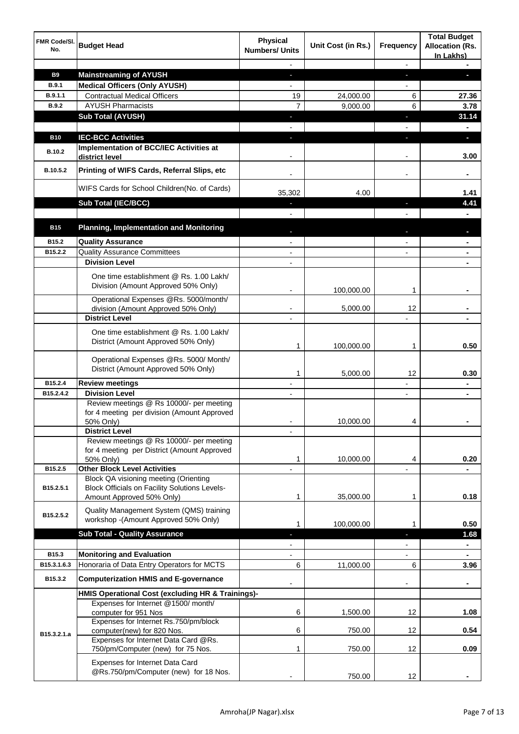| FMR Code/Sl. No. | Budget Head | Physical Numbers/ Units | Unit Cost (in Rs.) | Frequency | Total Budget Allocation (Rs. In Lakhs) |
|---|---|---|---|---|---|
| | | - | | - | - |
| **B9** | **Mainstreaming of AYUSH** | - | | - | - |
| **B.9.1** | **Medical Officers (Only AYUSH)** | - | | - | |
| **B.9.1.1** | Contractual Medical Officers | 19 | 24,000.00 | 6 | **27.36** |
| **B.9.2** | AYUSH Pharmacists | 7 | 9,000.00 | 6 | **3.78** |
| | **Sub Total (AYUSH)** | - | | - | **31.14** |
| | | - | | - | - |
| **B10** | **IEC-BCC Activities** | - | | - | - |
| **B.10.2** | **Implementation of BCC/IEC Activities at district level** | - | | - | **3.00** |
| **B.10.5.2** | **Printing of WIFS Cards, Referral Slips, etc** | - | | - | - |
| | WIFS Cards for School Children(No. of Cards) | 35,302 | 4.00 | | **1.41** |
| | **Sub Total (IEC/BCC)** | - | | - | **4.41** |
| | | - | | - | - |
| **B15** | **Planning, Implementation and Monitoring** | - | | - | - |
| **B15.2** | **Quality Assurance** | - | | - | - |
| **B15.2.2** | Quality Assurance Committees | - | | - | - |
| | **Division Level** | - | | | - |
| | One time establishment @ Rs. 1.00 Lakh/ Division (Amount Approved 50% Only) | - | 100,000.00 | 1 | - |
| | Operational Expenses @Rs. 5000/month/ division (Amount Approved 50% Only) | - | 5,000.00 | 12 | - |
| | **District Level** | - | | - | - |
| | One time establishment @ Rs. 1.00 Lakh/ District (Amount Approved 50% Only) | 1 | 100,000.00 | 1 | **0.50** |
| | Operational Expenses @Rs. 5000/ Month/ District (Amount Approved 50% Only) | 1 | 5,000.00 | 12 | **0.30** |
| **B15.2.4** | **Review meetings** | - | | - | - |
| **B15.2.4.2** | **Division Level** | - | | - | - |
| | Review meetings @ Rs 10000/- per meeting for 4 meeting per division (Amount Approved 50% Only) | - | 10,000.00 | 4 | - |
| | **District Level** | - | | | |
| | Review meetings @ Rs 10000/- per meeting for 4 meeting per District (Amount Approved 50% Only) | 1 | 10,000.00 | 4 | **0.20** |
| **B15.2.5** | **Other Block Level Activities** | - | | - | - |
| **B15.2.5.1** | Block QA visioning meeting (Orienting Block Officials on Facility Solutions Levels- Amount Approved 50% Only) | 1 | 35,000.00 | 1 | **0.18** |
| **B15.2.5.2** | Quality Management System (QMS) training workshop -(Amount Approved 50% Only) | 1 | 100,000.00 | 1 | **0.50** |
| | **Sub Total - Quality Assurance** | - | | - | **1.68** |
| | | - | | - | - |
| **B15.3** | **Monitoring and Evaluation** | - | | - | - |
| **B15.3.1.6.3** | Honoraria of Data Entry Operators for MCTS | 6 | 11,000.00 | 6 | **3.96** |
| **B15.3.2** | **Computerization HMIS and E-governance** | - | | - | - |
| | **HMIS Operational Cost (excluding HR & Trainings)-** | | | | |
| **B15.3.2.1.a** | Expenses for Internet @1500/ month/ computer for 951 Nos | 6 | 1,500.00 | 12 | **1.08** |
| | Expenses for Internet Rs.750/pm/block computer(new) for 820 Nos. | 6 | 750.00 | 12 | **0.54** |
| | Expenses for Internet Data Card @Rs. 750/pm/Computer (new) for 75 Nos. | 1 | 750.00 | 12 | **0.09** |
| | Expenses for Internet Data Card @Rs.750/pm/Computer (new) for 18 Nos. | - | 750.00 | 12 | - |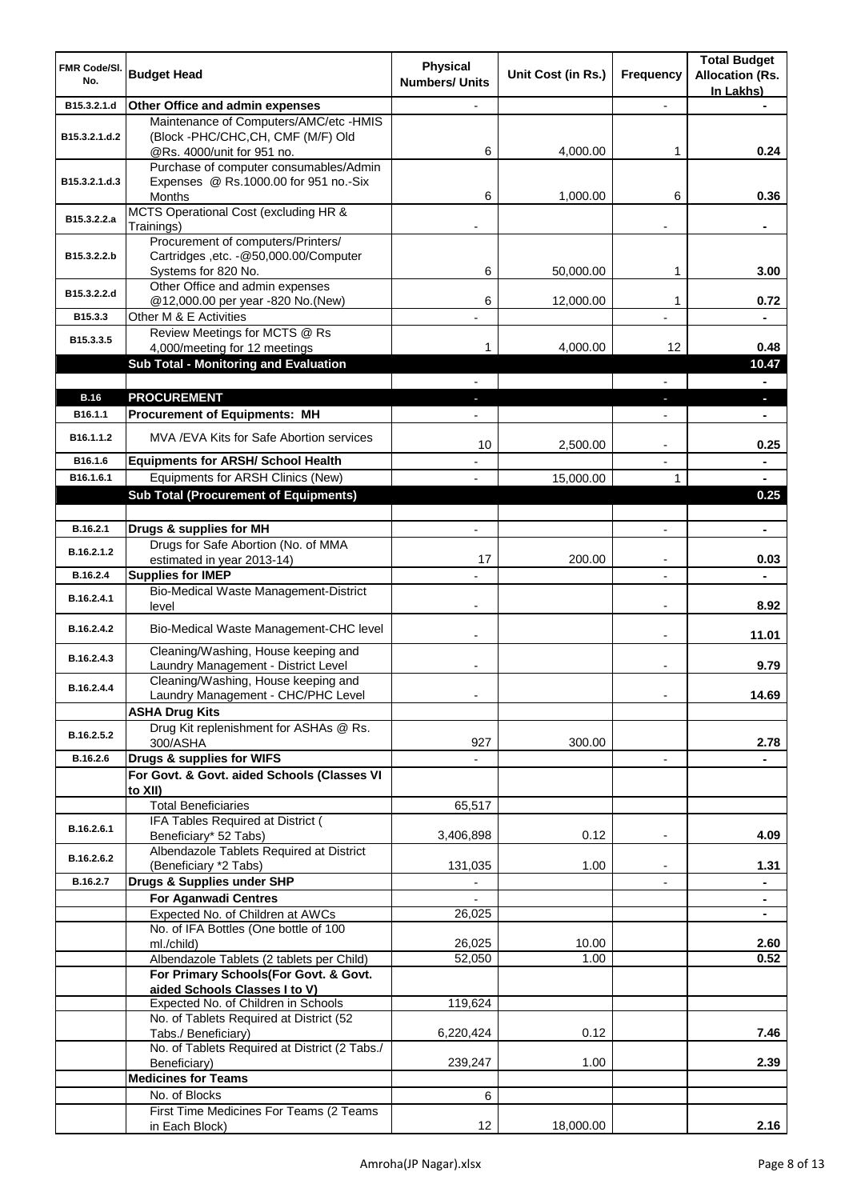| FMR Code/Sl. No. | Budget Head | Physical Numbers/ Units | Unit Cost (in Rs.) | Frequency | Total Budget Allocation (Rs. In Lakhs) |
|---|---|---|---|---|---|
| B15.3.2.1.d | **Other Office and admin expenses** | - | | - | - |
| B15.3.2.1.d.2 | Maintenance of Computers/AMC/etc -HMIS (Block -PHC/CHC,CH, CMF (M/F) Old @Rs. 4000/unit for 951 no. | 6 | 4,000.00 | 1 | **0.24** |
| B15.3.2.1.d.3 | Purchase of computer consumables/Admin Expenses @ Rs.1000.00 for 951 no.-Six Months | 6 | 1,000.00 | 6 | **0.36** |
| B15.3.2.2.a | MCTS Operational Cost (excluding HR & Trainings) | - | | - | - |
| B15.3.2.2.b | Procurement of computers/Printers/ Cartridges ,etc. -@50,000.00/Computer Systems for 820 No. | 6 | 50,000.00 | 1 | **3.00** |
| B15.3.2.2.d | Other Office and admin expenses @12,000.00 per year -820 No.(New) | 6 | 12,000.00 | 1 | **0.72** |
| B15.3.3 | Other M & E Activities | - | | - | - |
| B15.3.3.5 | Review Meetings for MCTS @ Rs 4,000/meeting for 12 meetings | 1 | 4,000.00 | 12 | **0.48** |
| | **Sub Total - Monitoring and Evaluation** | | | | **10.47** |
| | | - | | - | - |
| **B.16** | **PROCUREMENT** | - | | - | - |
| B16.1.1 | **Procurement of Equipments: MH** | - | | - | - |
| B16.1.1.2 | MVA /EVA Kits for Safe Abortion services | 10 | 2,500.00 | - | **0.25** |
| B16.1.6 | **Equipments for ARSH/ School Health** | - | | - | - |
| B16.1.6.1 | Equipments for ARSH Clinics (New) | - | 15,000.00 | 1 | - |
| | **Sub Total (Procurement of Equipments)** | | | | **0.25** |
| | | | | | |
| B.16.2.1 | **Drugs & supplies for MH** | - | | - | - |
| B.16.2.1.2 | Drugs for Safe Abortion (No. of MMA estimated in year 2013-14) | 17 | 200.00 | - | **0.03** |
| B.16.2.4 | **Supplies for IMEP** | - | | - | - |
| B.16.2.4.1 | Bio-Medical Waste Management-District level | - | | - | **8.92** |
| B.16.2.4.2 | Bio-Medical Waste Management-CHC level | - | | - | **11.01** |
| B.16.2.4.3 | Cleaning/Washing, House keeping and Laundry Management - District Level | - | | - | **9.79** |
| B.16.2.4.4 | Cleaning/Washing, House keeping and Laundry Management - CHC/PHC Level | - | | - | **14.69** |
| | **ASHA Drug Kits** | | | | |
| B.16.2.5.2 | Drug Kit replenishment for ASHAs @ Rs. 300/ASHA | 927 | 300.00 | | **2.78** |
| B.16.2.6 | **Drugs & supplies for WIFS** | - | | - | - |
| | **For Govt. & Govt. aided Schools (Classes VI to XII)** | | | | |
| | Total Beneficiaries | 65,517 | | | |
| B.16.2.6.1 | IFA Tables Required at District ( Beneficiary* 52 Tabs) | 3,406,898 | 0.12 | - | **4.09** |
| B.16.2.6.2 | Albendazole Tablets Required at District (Beneficiary *2 Tabs) | 131,035 | 1.00 | - | **1.31** |
| B.16.2.7 | **Drugs & Supplies under SHP** | - | | - | - |
| | **For Aganwadi Centres** | - | | | - |
| | Expected No. of Children at AWCs | 26,025 | | | - |
| | No. of IFA Bottles (One bottle of 100 ml./child) | 26,025 | 10.00 | | **2.60** |
| | Albendazole Tablets (2 tablets per Child) | 52,050 | 1.00 | | **0.52** |
| | **For Primary Schools(For Govt. & Govt. aided Schools Classes I to V)** | | | | |
| | Expected No. of Children in Schools | 119,624 | | | |
| | No. of Tablets Required at District (52 Tabs./ Beneficiary) | 6,220,424 | 0.12 | | **7.46** |
| | No. of Tablets Required at District (2 Tabs./ Beneficiary) | 239,247 | 1.00 | | **2.39** |
| | **Medicines for Teams** | | | | |
| | No. of Blocks | 6 | | | |
| | First Time Medicines For Teams (2 Teams in Each Block) | 12 | 18,000.00 | | **2.16** |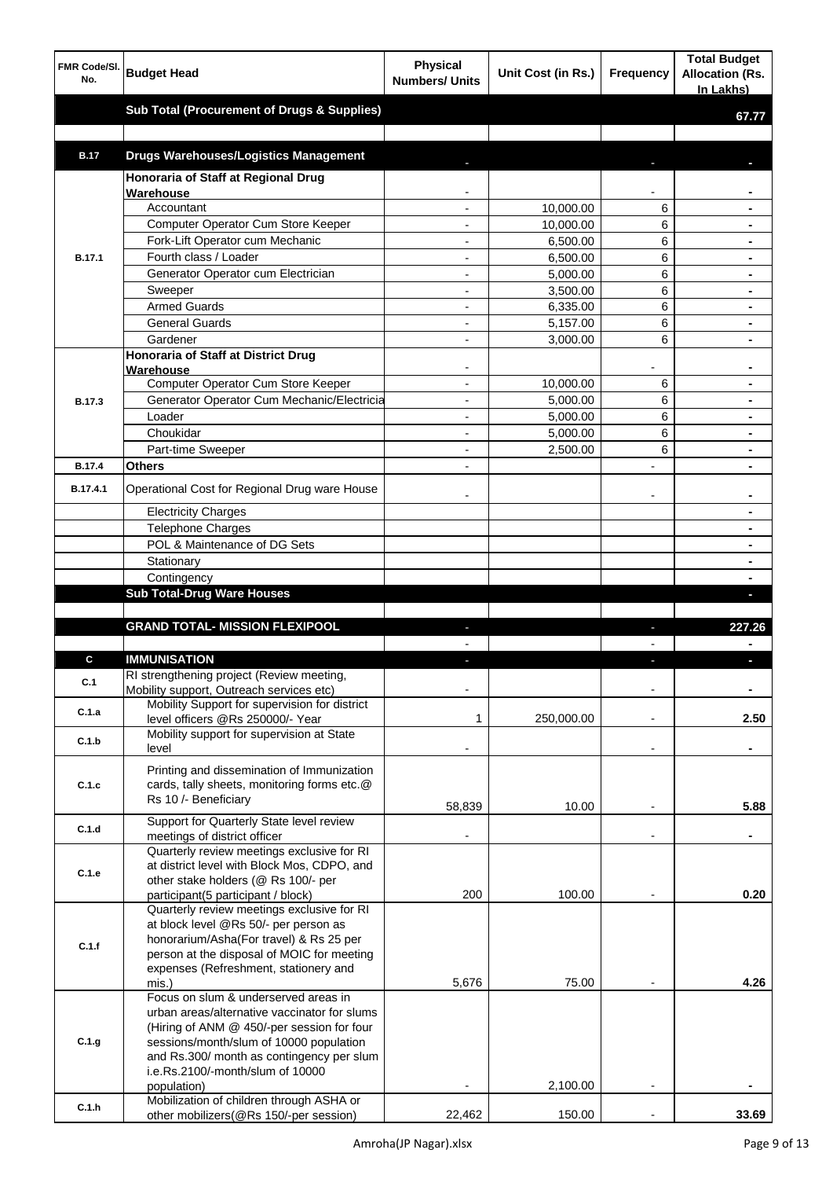| FMR Code/Sl. No. | Budget Head | Physical Numbers/ Units | Unit Cost (in Rs.) | Frequency | Total Budget Allocation (Rs. In Lakhs) |
|---|---|---|---|---|---|
| | **Sub Total (Procurement of Drugs & Supplies)** | | | | **67.77** |
| | | | | | |
| **B.17** | **Drugs Warehouses/Logistics Management** | - | | - | - |
| B.17.1 | **Honoraria of Staff at Regional Drug Warehouse** | - | | - | - |
| | Accountant | - | 10,000.00 | 6 | - |
| | Computer Operator Cum Store Keeper | - | 10,000.00 | 6 | - |
| | Fork-Lift Operator cum Mechanic | - | 6,500.00 | 6 | - |
| | Fourth class / Loader | - | 6,500.00 | 6 | - |
| | Generator Operator cum Electrician | - | 5,000.00 | 6 | - |
| | Sweeper | - | 3,500.00 | 6 | - |
| | Armed Guards | - | 6,335.00 | 6 | - |
| | General Guards | - | 5,157.00 | 6 | - |
| | Gardener | - | 3,000.00 | 6 | - |
| B.17.3 | **Honoraria of Staff at District Drug Warehouse** | - | | - | - |
| | Computer Operator Cum Store Keeper | - | 10,000.00 | 6 | - |
| | Generator Operator Cum Mechanic/Electricia | - | 5,000.00 | 6 | - |
| | Loader | - | 5,000.00 | 6 | - |
| | Choukidar | - | 5,000.00 | 6 | - |
| | Part-time Sweeper | - | 2,500.00 | 6 | - |
| B.17.4 | **Others** | - | | - | - |
| B.17.4.1 | Operational Cost for Regional Drug ware House | - | | - | - |
| | Electricity Charges | | | | - |
| | Telephone Charges | | | | - |
| | POL & Maintenance of DG Sets | | | | - |
| | Stationary | | | | - |
| | Contingency | | | | - |
| | **Sub Total-Drug Ware Houses** | | | | - |
| | | | | | |
| | **GRAND TOTAL- MISSION FLEXIPOOL** | - | | - | **227.26** |
| | | - | | - | - |
| **C** | **IMMUNISATION** | - | | - | - |
| C.1 | RI strengthening project (Review meeting, Mobility support, Outreach services etc) | - | | - | - |
| C.1.a | Mobility Support for supervision for district level officers @Rs 250000/- Year | 1 | 250,000.00 | - | 2.50 |
| C.1.b | Mobility support for supervision at State level | - | | - | - |
| C.1.c | Printing and dissemination of Immunization cards, tally sheets, monitoring forms etc.@ Rs 10 /- Beneficiary | 58,839 | 10.00 | - | 5.88 |
| C.1.d | Support for Quarterly State level review meetings of district officer | - | | - | - |
| C.1.e | Quarterly review meetings exclusive for RI at district level with Block Mos, CDPO, and other stake holders (@ Rs 100/- per participant(5 participant / block) | 200 | 100.00 | - | 0.20 |
| C.1.f | Quarterly review meetings exclusive for RI at block level @Rs 50/- per person as honorarium/Asha(For travel) & Rs 25 per person at the disposal of MOIC for meeting expenses (Refreshment, stationery and mis.) | 5,676 | 75.00 | - | 4.26 |
| C.1.g | Focus on slum & underserved areas in urban areas/alternative vaccinator for slums (Hiring of ANM @ 450/-per session for four sessions/month/slum of 10000 population and Rs.300/ month as contingency per slum i.e.Rs.2100/-month/slum of 10000 population) | - | 2,100.00 | - | - |
| C.1.h | Mobilization of children through ASHA or other mobilizers(@Rs 150/-per session) | 22,462 | 150.00 | - | 33.69 |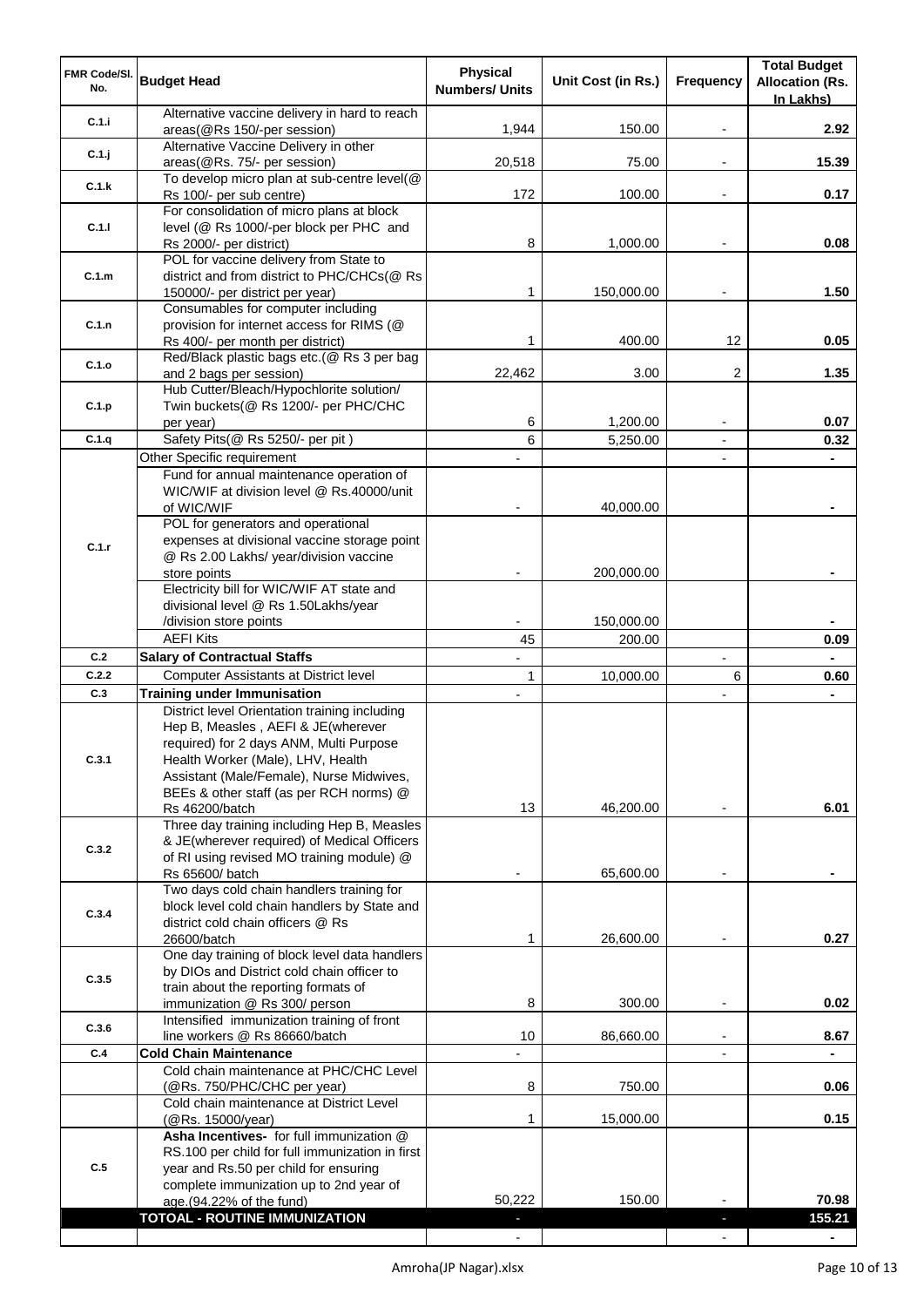| FMR Code/Sl. No. | Budget Head | Physical Numbers/ Units | Unit Cost (in Rs.) | Frequency | Total Budget Allocation (Rs. In Lakhs) |
|---|---|---|---|---|---|
| C.1.i | Alternative vaccine delivery in hard to reach areas(@Rs 150/-per session) | 1,944 | 150.00 | - | 2.92 |
| C.1.j | Alternative Vaccine Delivery in other areas(@Rs. 75/- per session) | 20,518 | 75.00 | - | 15.39 |
| C.1.k | To develop micro plan at sub-centre level(@ Rs 100/- per sub centre) | 172 | 100.00 | - | 0.17 |
| C.1.l | For consolidation of micro plans at block level (@ Rs 1000/-per block per PHC and Rs 2000/- per district) | 8 | 1,000.00 | - | 0.08 |
| C.1.m | POL for vaccine delivery from State to district and from district to PHC/CHCs(@ Rs 150000/- per district per year) | 1 | 150,000.00 | - | 1.50 |
| C.1.n | Consumables for computer including provision for internet access for RIMS (@ Rs 400/- per month per district) | 1 | 400.00 | 12 | 0.05 |
| C.1.o | Red/Black plastic bags etc.(@ Rs 3 per bag and 2 bags per session) | 22,462 | 3.00 | 2 | 1.35 |
| C.1.p | Hub Cutter/Bleach/Hypochlorite solution/ Twin buckets(@ Rs 1200/- per PHC/CHC per year) | 6 | 1,200.00 | - | 0.07 |
| C.1.q | Safety Pits(@ Rs 5250/- per pit ) | 6 | 5,250.00 | - | 0.32 |
| C.1.r | Other Specific requirement | - | | - | - |
| | Fund for annual maintenance operation of WIC/WIF at division level @ Rs.40000/unit of WIC/WIF | - | 40,000.00 | | - |
| | POL for generators and operational expenses at divisional vaccine storage point @ Rs 2.00 Lakhs/ year/division vaccine store points | - | 200,000.00 | | - |
| | Electricity bill for WIC/WIF AT state and divisional level @ Rs 1.50Lakhs/year /division store points | - | 150,000.00 | | - |
| | AEFI Kits | 45 | 200.00 | | 0.09 |
| C.2 | **Salary of Contractual Staffs** | - | | - | - |
| C.2.2 | Computer Assistants at District level | 1 | 10,000.00 | 6 | 0.60 |
| C.3 | **Training under Immunisation** | - | | - | - |
| C.3.1 | District level Orientation training including Hep B, Measles , AEFI & JE(wherever required) for 2 days ANM, Multi Purpose Health Worker (Male), LHV, Health Assistant (Male/Female), Nurse Midwives, BEEs & other staff (as per RCH norms) @ Rs 46200/batch | 13 | 46,200.00 | - | 6.01 |
| C.3.2 | Three day training including Hep B, Measles & JE(wherever required) of Medical Officers of RI using revised MO training module) @ Rs 65600/ batch | - | 65,600.00 | - | - |
| C.3.4 | Two days cold chain handlers training for block level cold chain handlers by State and district cold chain officers @ Rs 26600/batch | 1 | 26,600.00 | - | 0.27 |
| C.3.5 | One day training of block level data handlers by DIOs and District cold chain officer to train about the reporting formats of immunization @ Rs 300/ person | 8 | 300.00 | - | 0.02 |
| C.3.6 | Intensified immunization training of front line workers @ Rs 86660/batch | 10 | 86,660.00 | - | 8.67 |
| C.4 | **Cold Chain Maintenance** | - | | - | - |
| | Cold chain maintenance at PHC/CHC Level (@Rs. 750/PHC/CHC per year) | 8 | 750.00 | | 0.06 |
| | Cold chain maintenance at District Level (@Rs. 15000/year) | 1 | 15,000.00 | | 0.15 |
| C.5 | **Asha Incentives-** for full immunization @ RS.100 per child for full immunization in first year and Rs.50 per child for ensuring complete immunization up to 2nd year of age.(94.22% of the fund) | 50,222 | 150.00 | - | 70.98 |
| | **TOTOAL - ROUTINE IMMUNIZATION** | - | | - | **155.21** |
| | | - | | - | - |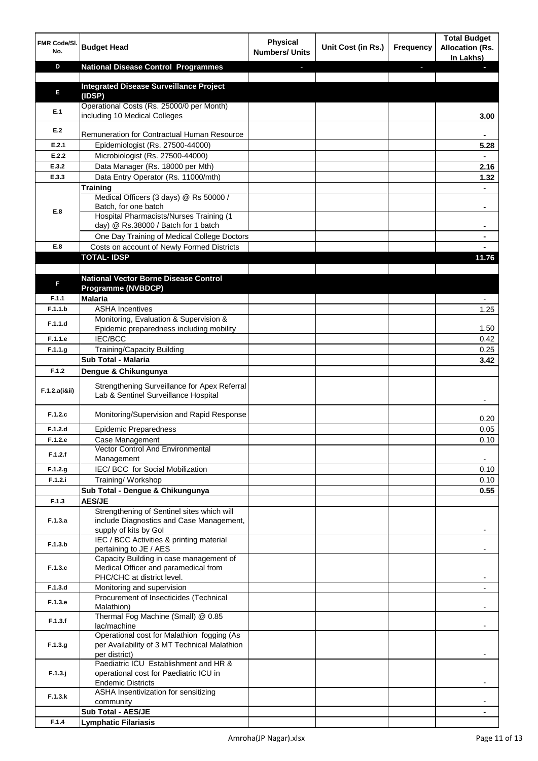| FMR Code/Sl. No. | Budget Head | Physical Numbers/ Units | Unit Cost (in Rs.) | Frequency | Total Budget Allocation (Rs. In Lakhs) |
|---|---|---|---|---|---|
| D | **National Disease Control Programmes** | - | | - | - |
| | | | | | |
| E | **Integrated Disease Surveillance Project (IDSP)** | | | | |
| E.1 | Operational Costs (Rs. 25000/0 per Month) including 10 Medical Colleges | | | | 3.00 |
| E.2 | Remuneration for Contractual Human Resource | | | | - |
| E.2.1 | Epidemiologist (Rs. 27500-44000) | | | | 5.28 |
| E.2.2 | Microbiologist (Rs. 27500-44000) | | | | - |
| E.3.2 | Data Manager (Rs. 18000 per Mth) | | | | 2.16 |
| E.3.3 | Data Entry Operator (Rs. 11000/mth) | | | | 1.32 |
| E.8 | **Training** | | | | - |
| | Medical Officers (3 days) @ Rs 50000 / Batch, for one batch | | | | - |
| | Hospital Pharmacists/Nurses Training (1 day) @ Rs.38000 / Batch for 1 batch | | | | - |
| | One Day Training of Medical College Doctors | | | | - |
| E.8 | Costs on account of Newly Formed Districts | | | | - |
| | **TOTAL- IDSP** | | | | **11.76** |
| | | | | | |
| F | **National Vector Borne Disease Control Programme (NVBDCP)** | | | | |
| F.1.1 | **Malaria** | | | | - |
| F.1.1.b | ASHA Incentives | | | | 1.25 |
| F.1.1.d | Monitoring, Evaluation & Supervision & Epidemic preparedness including mobility | | | | 1.50 |
| F.1.1.e | IEC/BCC | | | | 0.42 |
| F.1.1.g | Training/Capacity Building | | | | 0.25 |
| | **Sub Total - Malaria** | | | | **3.42** |
| F.1.2 | **Dengue & Chikungunya** | | | | |
| F.1.2.a(i&ii) | Strengthening Surveillance for Apex Referral Lab & Sentinel Surveillance Hospital | | | | - |
| F.1.2.c | Monitoring/Supervision and Rapid Response | | | | 0.20 |
| F.1.2.d | Epidemic Preparedness | | | | 0.05 |
| F.1.2.e | Case Management | | | | 0.10 |
| F.1.2.f | Vector Control And Environmental Management | | | | - |
| F.1.2.g | IEC/ BCC for Social Mobilization | | | | 0.10 |
| F.1.2.i | Training/ Workshop | | | | 0.10 |
| | **Sub Total - Dengue & Chikungunya** | | | | **0.55** |
| F.1.3 | **AES/JE** | | | | |
| F.1.3.a | Strengthening of Sentinel sites which will include Diagnostics and Case Management, supply of kits by GoI | | | | - |
| F.1.3.b | IEC / BCC Activities & printing material pertaining to JE / AES | | | | - |
| F.1.3.c | Capacity Building in case management of Medical Officer and paramedical from PHC/CHC at district level. | | | | - |
| F.1.3.d | Monitoring and supervision | | | | - |
| F.1.3.e | Procurement of Insecticides (Technical Malathion) | | | | - |
| F.1.3.f | Thermal Fog Machine (Small) @ 0.85 lac/machine | | | | - |
| F.1.3.g | Operational cost for Malathion fogging (As per Availability of 3 MT Technical Malathion per district) | | | | - |
| F.1.3.j | Paediatric ICU Establishment and HR & operational cost for Paediatric ICU in Endemic Districts | | | | - |
| F.1.3.k | ASHA Insentivization for sensitizing community | | | | - |
| | **Sub Total - AES/JE** | | | | - |
| F.1.4 | **Lymphatic Filariasis** | | | | |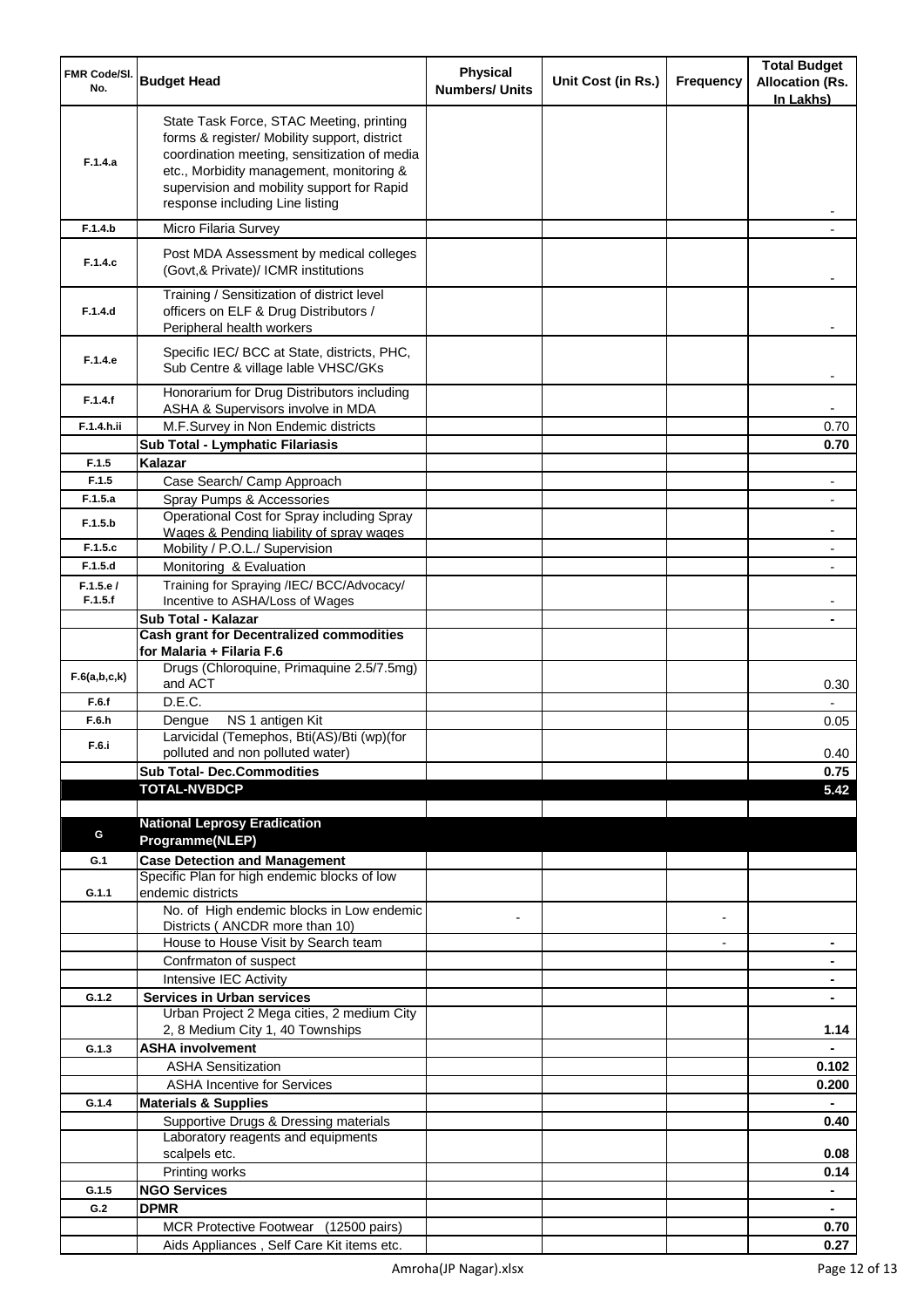| FMR Code/Sl. No. | Budget Head | Physical Numbers/ Units | Unit Cost (in Rs.) | Frequency | Total Budget Allocation (Rs. In Lakhs) |
|---|---|---|---|---|---|
| F.1.4.a | State Task Force, STAC Meeting, printing forms & register/ Mobility support, district coordination meeting, sensitization of media etc., Morbidity management, monitoring & supervision and mobility support for Rapid response including Line listing | | | | - |
| F.1.4.b | Micro Filaria Survey | | | | - |
| F.1.4.c | Post MDA Assessment by medical colleges (Govt,& Private)/ ICMR institutions | | | | - |
| F.1.4.d | Training / Sensitization of district level officers on ELF & Drug Distributors / Peripheral health workers | | | | - |
| F.1.4.e | Specific IEC/ BCC at State, districts, PHC, Sub Centre & village lable VHSC/GKs | | | | - |
| F.1.4.f | Honorarium for Drug Distributors including ASHA & Supervisors involve in MDA | | | | - |
| F.1.4.h.ii | M.F.Survey in Non Endemic districts | | | | 0.70 |
| | **Sub Total - Lymphatic Filariasis** | | | | **0.70** |
| F.1.5 | **Kalazar** | | | | |
| F.1.5 | Case Search/ Camp Approach | | | | - |
| F.1.5.a | Spray Pumps & Accessories | | | | - |
| F.1.5.b | Operational Cost for Spray including Spray Wages & Pending liability of spray wages | | | | - |
| F.1.5.c | Mobility / P.O.L./ Supervision | | | | - |
| F.1.5.d | Monitoring & Evaluation | | | | - |
| F.1.5.e / F.1.5.f | Training for Spraying /IEC/ BCC/Advocacy/ Incentive to ASHA/Loss of Wages | | | | - |
| | **Sub Total - Kalazar** | | | | **-** |
| | **Cash grant for Decentralized commodities for Malaria + Filaria F.6** | | | | |
| F.6(a,b,c,k) | Drugs (Chloroquine, Primaquine 2.5/7.5mg) and ACT | | | | 0.30 |
| F.6.f | D.E.C. | | | | - |
| F.6.h | Dengue NS 1 antigen Kit | | | | 0.05 |
| F.6.i | Larvicidal (Temephos, Bti(AS)/Bti (wp)(for polluted and non polluted water) | | | | 0.40 |
| | **Sub Total- Dec.Commodities** | | | | **0.75** |
| | **TOTAL-NVBDCP** | | | | **5.42** |
| | | | | | |
| G | **National Leprosy Eradication Programme(NLEP)** | | | | |
| G.1 | **Case Detection and Management** | | | | |
| G.1.1 | Specific Plan for high endemic blocks of low endemic districts | | | | |
| | No. of High endemic blocks in Low endemic Districts ( ANCDR more than 10) | - | | - | |
| | House to House Visit by Search team | | | - | **-** |
| | Confrmaton of suspect | | | | **-** |
| | Intensive IEC Activity | | | | **-** |
| G.1.2 | **Services in Urban services** | | | | **-** |
| | Urban Project 2 Mega cities, 2 medium City 2, 8 Medium City 1, 40 Townships | | | | **1.14** |
| G.1.3 | **ASHA involvement** | | | | **-** |
| | ASHA Sensitization | | | | **0.102** |
| | ASHA Incentive for Services | | | | **0.200** |
| G.1.4 | **Materials & Supplies** | | | | **-** |
| | Supportive Drugs & Dressing materials | | | | **0.40** |
| | Laboratory reagents and equipments scalpels etc. | | | | **0.08** |
| | Printing works | | | | **0.14** |
| G.1.5 | **NGO Services** | | | | **-** |
| G.2 | **DPMR** | | | | **-** |
| | MCR Protective Footwear (12500 pairs) | | | | **0.70** |
| | Aids Appliances , Self Care Kit items etc. | | | | **0.27** |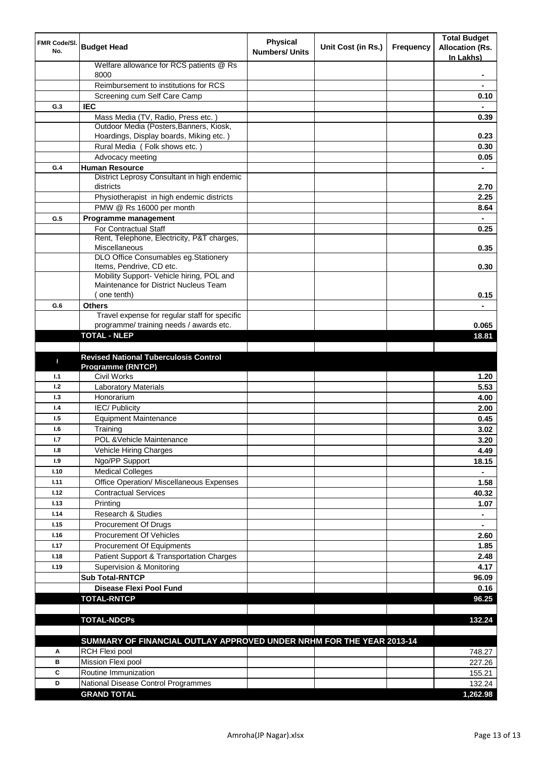| FMR Code/Sl. No. | Budget Head | Physical Numbers/ Units | Unit Cost (in Rs.) | Frequency | Total Budget Allocation (Rs. In Lakhs) |
|---|---|---|---|---|---|
| | Welfare allowance for RCS patients @ Rs 8000 | | | | - |
| | Reimbursement to institutions for RCS | | | | - |
| | Screening cum Self Care Camp | | | | 0.10 |
| G.3 | **IEC** | | | | - |
| | Mass Media (TV, Radio, Press etc. ) | | | | 0.39 |
| | Outdoor Media (Posters,Banners, Kiosk, Hoardings, Display boards, Miking etc. ) | | | | 0.23 |
| | Rural Media ( Folk shows etc. ) | | | | 0.30 |
| | Advocacy meeting | | | | 0.05 |
| G.4 | **Human Resource** | | | | - |
| | District Leprosy Consultant in high endemic districts | | | | 2.70 |
| | Physiotherapist in high endemic districts | | | | 2.25 |
| | PMW @ Rs 16000 per month | | | | 8.64 |
| G.5 | **Programme management** | | | | - |
| | For Contractual Staff | | | | 0.25 |
| | Rent, Telephone, Electricity, P&T charges, Miscellaneous | | | | 0.35 |
| | DLO Office Consumables eg.Stationery Items, Pendrive, CD etc. | | | | 0.30 |
| | Mobility Support- Vehicle hiring, POL and Maintenance for District Nucleus Team ( one tenth) | | | | 0.15 |
| G.6 | **Others** | | | | - |
| | Travel expense for regular staff for specific programme/ training needs / awards etc. | | | | 0.065 |
| | **TOTAL - NLEP** | | | | **18.81** |
| | | | | | |
| I | **Revised National Tuberculosis Control Programme (RNTCP)** | | | | |
| I.1 | Civil Works | | | | 1.20 |
| I.2 | Laboratory Materials | | | | 5.53 |
| I.3 | Honorarium | | | | 4.00 |
| I.4 | IEC/ Publicity | | | | 2.00 |
| I.5 | Equipment Maintenance | | | | 0.45 |
| I.6 | Training | | | | 3.02 |
| I.7 | POL &Vehicle Maintenance | | | | 3.20 |
| I.8 | Vehicle Hiring Charges | | | | 4.49 |
| I.9 | Ngo/PP Support | | | | 18.15 |
| I.10 | Medical Colleges | | | | - |
| I.11 | Office Operation/ Miscellaneous Expenses | | | | 1.58 |
| I.12 | Contractual Services | | | | 40.32 |
| I.13 | Printing | | | | 1.07 |
| I.14 | Research & Studies | | | | - |
| I.15 | Procurement Of Drugs | | | | - |
| I.16 | Procurement Of Vehicles | | | | 2.60 |
| I.17 | Procurement Of Equipments | | | | 1.85 |
| I.18 | Patient Support & Transportation Charges | | | | 2.48 |
| I.19 | Supervision & Monitoring | | | | 4.17 |
| | **Sub Total-RNTCP** | | | | **96.09** |
| | **Disease Flexi Pool Fund** | | | | **0.16** |
| | **TOTAL-RNTCP** | | | | **96.25** |
| | | | | | |
| | **TOTAL-NDCPs** | | | | **132.24** |
| | | | | | |
| | **SUMMARY OF FINANCIAL OUTLAY APPROVED UNDER NRHM FOR THE YEAR 2013-14** | | | | |
| A | RCH Flexi pool | | | | 748.27 |
| B | Mission Flexi pool | | | | 227.26 |
| C | Routine Immunization | | | | 155.21 |
| D | National Disease Control Programmes | | | | 132.24 |
| | **GRAND TOTAL** | | | | **1,262.98** |

Amroha(JP Nagar).xlsx